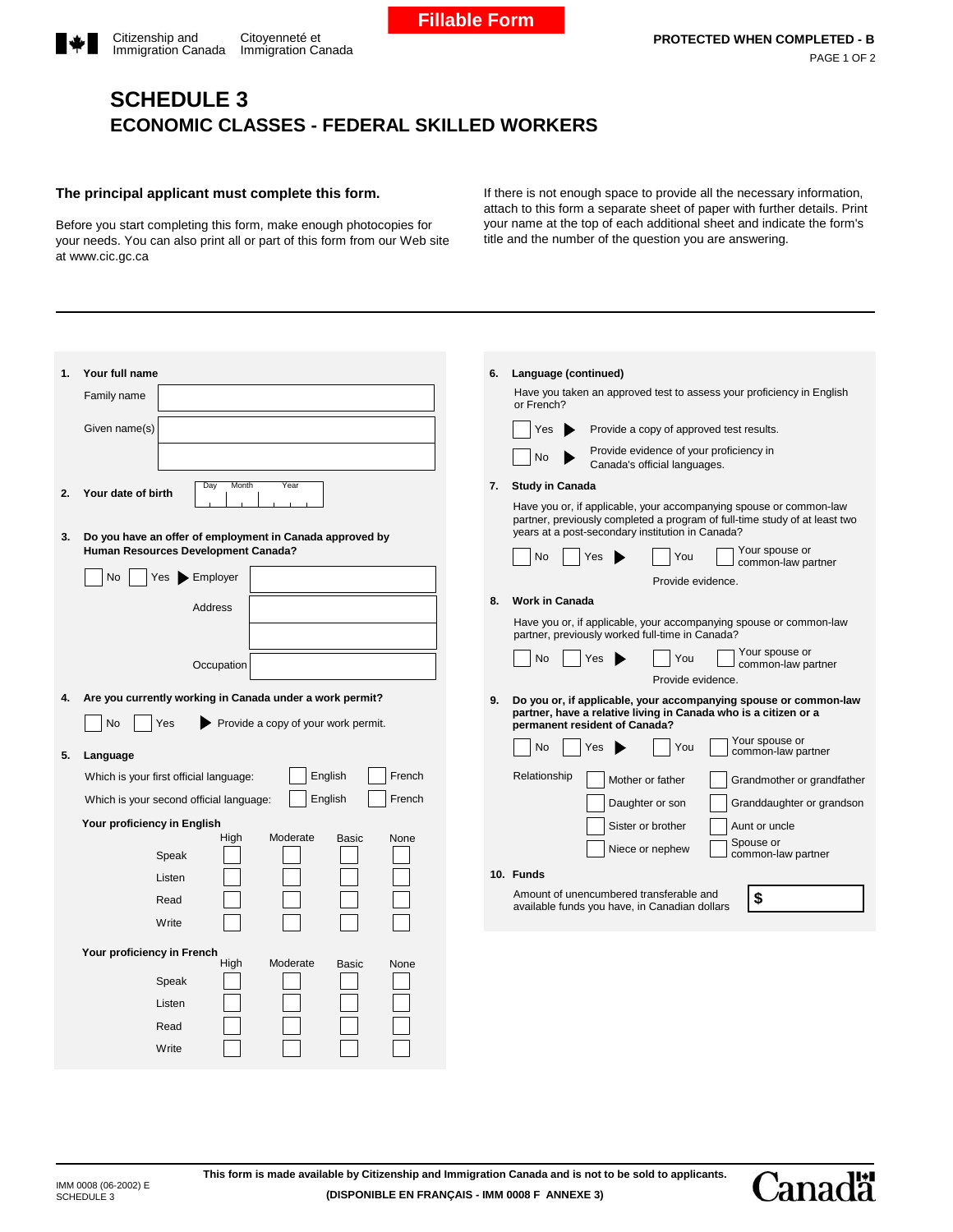Fillable Form

Citizenship and Immigration Canada | Citoyenneté et Immigration Canada

PROTECTED WHEN COMPLETED - B

# SCHEDULE 3
## ECONOMIC CLASSES - FEDERAL SKILLED WORKERS

**The principal applicant must complete this form.**

Before you start completing this form, make enough photocopies for your needs. You can also print all or part of this form from our Web site at www.cic.gc.ca

If there is not enough space to provide all the necessary information, attach to this form a separate sheet of paper with further details. Print your name at the top of each additional sheet and indicate the form's title and the number of the question you are answering.

---

**1. Your full name**

Family name

Given name(s)

**2. Your date of birth** Day Month Year

**3. Do you have an offer of employment in Canada approved by Human Resources Development Canada?**

☐ No ☐ Yes ▶ Employer

Address

Occupation

**4. Are you currently working in Canada under a work permit?**

☐ No ☐ Yes ▶ Provide a copy of your work permit.

**5. Language**

Which is your first official language: ☐ English ☐ French

Which is your second official language: ☐ English ☐ French

**Your proficiency in English**

| | High | Moderate | Basic | None |
|---|---|---|---|---|
| Speak | ☐ | ☐ | ☐ | ☐ |
| Listen | ☐ | ☐ | ☐ | ☐ |
| Read | ☐ | ☐ | ☐ | ☐ |
| Write | ☐ | ☐ | ☐ | ☐ |

**Your proficiency in French**

| | High | Moderate | Basic | None |
|---|---|---|---|---|
| Speak | ☐ | ☐ | ☐ | ☐ |
| Listen | ☐ | ☐ | ☐ | ☐ |
| Read | ☐ | ☐ | ☐ | ☐ |
| Write | ☐ | ☐ | ☐ | ☐ |

**6. Language (continued)**

Have you taken an approved test to assess your proficiency in English or French?

☐ Yes ▶ Provide a copy of approved test results.

☐ No ▶ Provide evidence of your proficiency in Canada's official languages.

**7. Study in Canada**

Have you or, if applicable, your accompanying spouse or common-law partner, previously completed a program of full-time study of at least two years at a post-secondary institution in Canada?

☐ No ☐ Yes ▶ ☐ You ☐ Your spouse or common-law partner

Provide evidence.

**8. Work in Canada**

Have you or, if applicable, your accompanying spouse or common-law partner, previously worked full-time in Canada?

☐ No ☐ Yes ▶ ☐ You ☐ Your spouse or common-law partner

Provide evidence.

**9. Do you or, if applicable, your accompanying spouse or common-law partner, have a relative living in Canada who is a citizen or a permanent resident of Canada?**

☐ No ☐ Yes ▶ ☐ You ☐ Your spouse or common-law partner

Relationship

☐ Mother or father ☐ Grandmother or grandfather

☐ Daughter or son ☐ Granddaughter or grandson

☐ Sister or brother ☐ Aunt or uncle

☐ Niece or nephew ☐ Spouse or common-law partner

**10. Funds**

Amount of unencumbered transferable and available funds you have, in Canadian dollars $

---

IMM 0008 (06-2002) E
SCHEDULE 3

**This form is made available by Citizenship and Immigration Canada and is not to be sold to applicants.**

**(DISPONIBLE EN FRANÇAIS - IMM 0008 F ANNEXE 3)**

Canada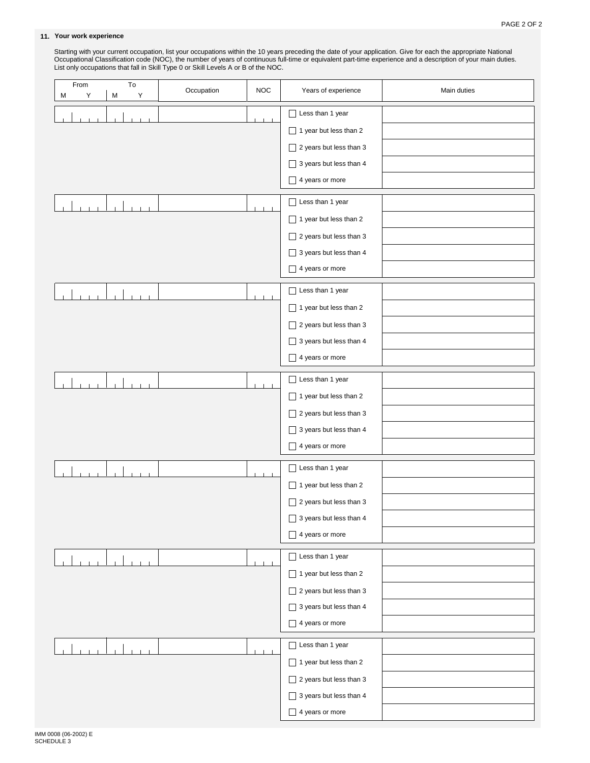**11. Your work experience**

Starting with your current occupation, list your occupations within the 10 years preceding the date of your application. Give for each the appropriate National Occupational Classification code (NOC), the number of years of continuous full-time or equivalent part-time experience and a description of your main duties. List only occupations that fall in Skill Type 0 or Skill Levels A or B of the NOC.

| From (M Y) | To (M Y) | Occupation | NOC | Years of experience | Main duties |
|---|---|---|---|---|---|
| | | | | ☐ Less than 1 year | |
| | | | | ☐ 1 year but less than 2 | |
| | | | | ☐ 2 years but less than 3 | |
| | | | | ☐ 3 years but less than 4 | |
| | | | | ☐ 4 years or more | |
| | | | | ☐ Less than 1 year | |
| | | | | ☐ 1 year but less than 2 | |
| | | | | ☐ 2 years but less than 3 | |
| | | | | ☐ 3 years but less than 4 | |
| | | | | ☐ 4 years or more | |
| | | | | ☐ Less than 1 year | |
| | | | | ☐ 1 year but less than 2 | |
| | | | | ☐ 2 years but less than 3 | |
| | | | | ☐ 3 years but less than 4 | |
| | | | | ☐ 4 years or more | |
| | | | | ☐ Less than 1 year | |
| | | | | ☐ 1 year but less than 2 | |
| | | | | ☐ 2 years but less than 3 | |
| | | | | ☐ 3 years but less than 4 | |
| | | | | ☐ 4 years or more | |
| | | | | ☐ Less than 1 year | |
| | | | | ☐ 1 year but less than 2 | |
| | | | | ☐ 2 years but less than 3 | |
| | | | | ☐ 3 years but less than 4 | |
| | | | | ☐ 4 years or more | |
| | | | | ☐ Less than 1 year | |
| | | | | ☐ 1 year but less than 2 | |
| | | | | ☐ 2 years but less than 3 | |
| | | | | ☐ 3 years but less than 4 | |
| | | | | ☐ 4 years or more | |
| | | | | ☐ Less than 1 year | |
| | | | | ☐ 1 year but less than 2 | |
| | | | | ☐ 2 years but less than 3 | |
| | | | | ☐ 3 years but less than 4 | |
| | | | | ☐ 4 years or more | |

IMM 0008 (06-2002) E
SCHEDULE 3